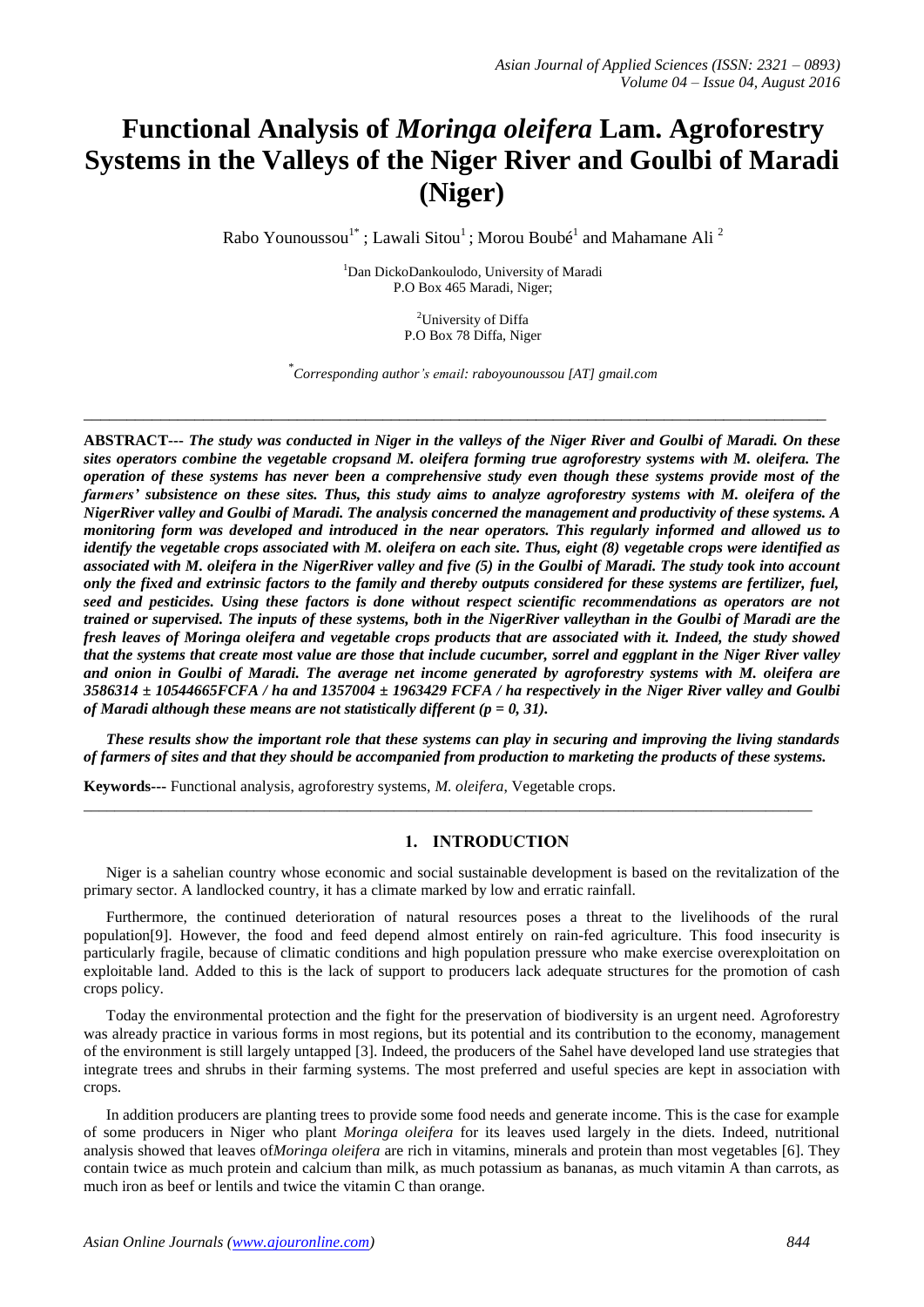# Functional Analysis of *Moringa oleifera* Lam. Agroforestry Systems in the Valleys of the Niger River and Goulbi of Maradi (Niger)

Rabo Younoussou[1*] ; Lawali Sitou[1] ; Morou Boubé[1] and Mahamane Ali [2]

[1]Dan DickoDankoulodo, University of Maradi
P.O Box 465 Maradi, Niger;

[2]University of Diffa
P.O Box 78 Diffa, Niger

[*]*Corresponding author's email: raboyounoussou [AT] gmail.com*

---

**ABSTRACT---** ***The study was conducted in Niger in the valleys of the Niger River and Goulbi of Maradi. On these sites operators combine the vegetable cropsand M. oleifera forming true agroforestry systems with M. oleifera. The operation of these systems has never been a comprehensive study even though these systems provide most of the farmers' subsistence on these sites. Thus, this study aims to analyze agroforestry systems with M. oleifera of the NigerRiver valley and Goulbi of Maradi. The analysis concerned the management and productivity of these systems. A monitoring form was developed and introduced in the near operators. This regularly informed and allowed us to identify the vegetable crops associated with M. oleifera on each site. Thus, eight (8) vegetable crops were identified as associated with M. oleifera in the NigerRiver valley and five (5) in the Goulbi of Maradi. The study took into account only the fixed and extrinsic factors to the family and thereby outputs considered for these systems are fertilizer, fuel, seed and pesticides. Using these factors is done without respect scientific recommendations as operators are not trained or supervised. The inputs of these systems, both in the NigerRiver valleythan in the Goulbi of Maradi are the fresh leaves of Moringa oleifera and vegetable crops products that are associated with it. Indeed, the study showed that the systems that create most value are those that include cucumber, sorrel and eggplant in the Niger River valley and onion in Goulbi of Maradi. The average net income generated by agroforestry systems with M. oleifera are 3586314 ± 10544665FCFA / ha and 1357004 ± 1963429 FCFA / ha respectively in the Niger River valley and Goulbi of Maradi although these means are not statistically different (p = 0, 31).***

***These results show the important role that these systems can play in securing and improving the living standards of farmers of sites and that they should be accompanied from production to marketing the products of these systems.***

**Keywords---** Functional analysis, agroforestry systems, *M. oleifera*, Vegetable crops.

---

## 1. INTRODUCTION

Niger is a sahelian country whose economic and social sustainable development is based on the revitalization of the primary sector. A landlocked country, it has a climate marked by low and erratic rainfall.

Furthermore, the continued deterioration of natural resources poses a threat to the livelihoods of the rural population[9]. However, the food and feed depend almost entirely on rain-fed agriculture. This food insecurity is particularly fragile, because of climatic conditions and high population pressure who make exercise overexploitation on exploitable land. Added to this is the lack of support to producers lack adequate structures for the promotion of cash crops policy.

Today the environmental protection and the fight for the preservation of biodiversity is an urgent need. Agroforestry was already practice in various forms in most regions, but its potential and its contribution to the economy, management of the environment is still largely untapped [3]. Indeed, the producers of the Sahel have developed land use strategies that integrate trees and shrubs in their farming systems. The most preferred and useful species are kept in association with crops.

In addition producers are planting trees to provide some food needs and generate income. This is the case for example of some producers in Niger who plant *Moringa oleifera* for its leaves used largely in the diets. Indeed, nutritional analysis showed that leaves of*Moringa oleifera* are rich in vitamins, minerals and protein than most vegetables [6]. They contain twice as much protein and calcium than milk, as much potassium as bananas, as much vitamin A than carrots, as much iron as beef or lentils and twice the vitamin C than orange.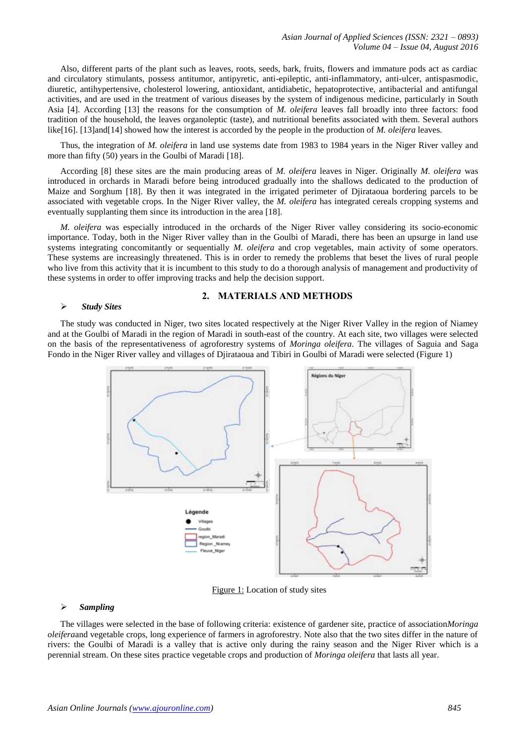Also, different parts of the plant such as leaves, roots, seeds, bark, fruits, flowers and immature pods act as cardiac and circulatory stimulants, possess antitumor, antipyretic, anti-epileptic, anti-inflammatory, anti-ulcer, antispasmodic, diuretic, antihypertensive, cholesterol lowering, antioxidant, antidiabetic, hepatoprotective, antibacterial and antifungal activities, and are used in the treatment of various diseases by the system of indigenous medicine, particularly in South Asia [4]. According [13] the reasons for the consumption of *M. oleifera* leaves fall broadly into three factors: food tradition of the household, the leaves organoleptic (taste), and nutritional benefits associated with them. Several authors like[16]. [13]and[14] showed how the interest is accorded by the people in the production of *M. oleifera* leaves.

Thus, the integration of *M. oleifera* in land use systems date from 1983 to 1984 years in the Niger River valley and more than fifty (50) years in the Goulbi of Maradi [18].

According [8] these sites are the main producing areas of *M. oleifera* leaves in Niger. Originally *M. oleifera* was introduced in orchards in Maradi before being introduced gradually into the shallows dedicated to the production of Maize and Sorghum [18]. By then it was integrated in the irrigated perimeter of Djirataoua bordering parcels to be associated with vegetable crops. In the Niger River valley, the *M. oleifera* has integrated cereals cropping systems and eventually supplanting them since its introduction in the area [18].

*M. oleifera* was especially introduced in the orchards of the Niger River valley considering its socio-economic importance. Today, both in the Niger River valley than in the Goulbi of Maradi, there has been an upsurge in land use systems integrating concomitantly or sequentially *M. oleifera* and crop vegetables, main activity of some operators. These systems are increasingly threatened. This is in order to remedy the problems that beset the lives of rural people who live from this activity that it is incumbent to this study to do a thorough analysis of management and productivity of these systems in order to offer improving tracks and help the decision support.

## 2. MATERIALS AND METHODS

- ***Study Sites***

The study was conducted in Niger, two sites located respectively at the Niger River Valley in the region of Niamey and at the Goulbi of Maradi in the region of Maradi in south-east of the country. At each site, two villages were selected on the basis of the representativeness of agroforestry systems of *Moringa oleifera*. The villages of Saguia and Saga Fondo in the Niger River valley and villages of Djirataoua and Tibiri in Goulbi of Maradi were selected (Figure 1)

Figure 1: Location of study sites

- ***Sampling***

The villages were selected in the base of following criteria: existence of gardener site, practice of association*Moringa oleifera*and vegetable crops, long experience of farmers in agroforestry. Note also that the two sites differ in the nature of rivers: the Goulbi of Maradi is a valley that is active only during the rainy season and the Niger River which is a perennial stream. On these sites practice vegetable crops and production of *Moringa oleifera* that lasts all year.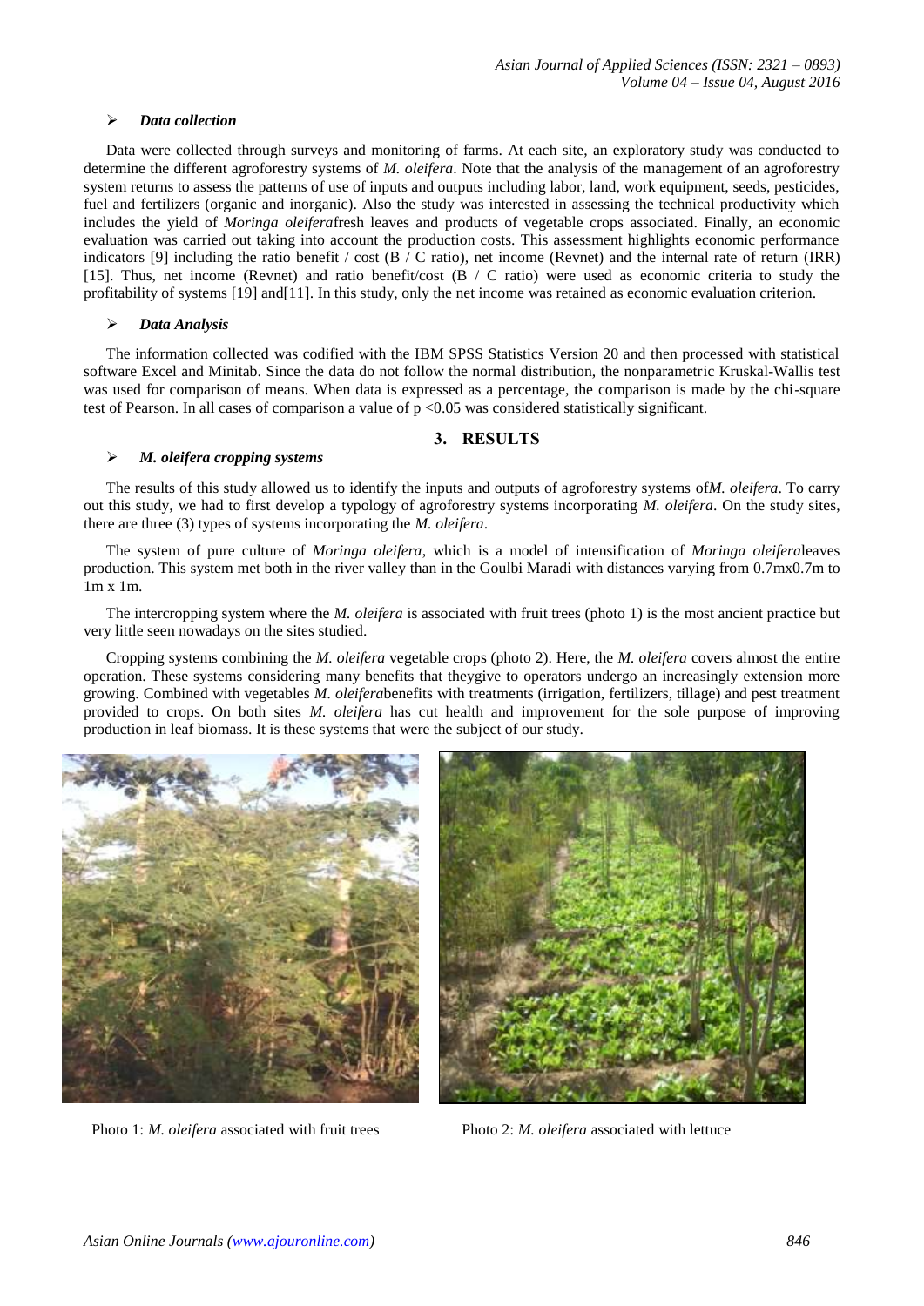➢ ***Data collection***

Data were collected through surveys and monitoring of farms. At each site, an exploratory study was conducted to determine the different agroforestry systems of *M. oleifera*. Note that the analysis of the management of an agroforestry system returns to assess the patterns of use of inputs and outputs including labor, land, work equipment, seeds, pesticides, fuel and fertilizers (organic and inorganic). Also the study was interested in assessing the technical productivity which includes the yield of *Moringa oleifera*fresh leaves and products of vegetable crops associated. Finally, an economic evaluation was carried out taking into account the production costs. This assessment highlights economic performance indicators [9] including the ratio benefit / cost (B / C ratio), net income (Revnet) and the internal rate of return (IRR) [15]. Thus, net income (Revnet) and ratio benefit/cost (B / C ratio) were used as economic criteria to study the profitability of systems [19] and[11]. In this study, only the net income was retained as economic evaluation criterion.

➢ ***Data Analysis***

The information collected was codified with the IBM SPSS Statistics Version 20 and then processed with statistical software Excel and Minitab. Since the data do not follow the normal distribution, the nonparametric Kruskal-Wallis test was used for comparison of means. When data is expressed as a percentage, the comparison is made by the chi-square test of Pearson. In all cases of comparison a value of $p < 0.05$ was considered statistically significant.

## 3. RESULTS

➢ ***M. oleifera cropping systems***

The results of this study allowed us to identify the inputs and outputs of agroforestry systems of*M. oleifera*. To carry out this study, we had to first develop a typology of agroforestry systems incorporating *M. oleifera*. On the study sites, there are three (3) types of systems incorporating the *M. oleifera*.

The system of pure culture of *Moringa oleifera*, which is a model of intensification of *Moringa oleifera*leaves production. This system met both in the river valley than in the Goulbi Maradi with distances varying from 0.7mx0.7m to 1m x 1m.

The intercropping system where the *M. oleifera* is associated with fruit trees (photo 1) is the most ancient practice but very little seen nowadays on the sites studied.

Cropping systems combining the *M. oleifera* vegetable crops (photo 2). Here, the *M. oleifera* covers almost the entire operation. These systems considering many benefits that theygive to operators undergo an increasingly extension more growing. Combined with vegetables *M. oleifera*benefits with treatments (irrigation, fertilizers, tillage) and pest treatment provided to crops. On both sites *M. oleifera* has cut health and improvement for the sole purpose of improving production in leaf biomass. It is these systems that were the subject of our study.

Photo 1: *M. oleifera* associated with fruit trees

Photo 2: *M. oleifera* associated with lettuce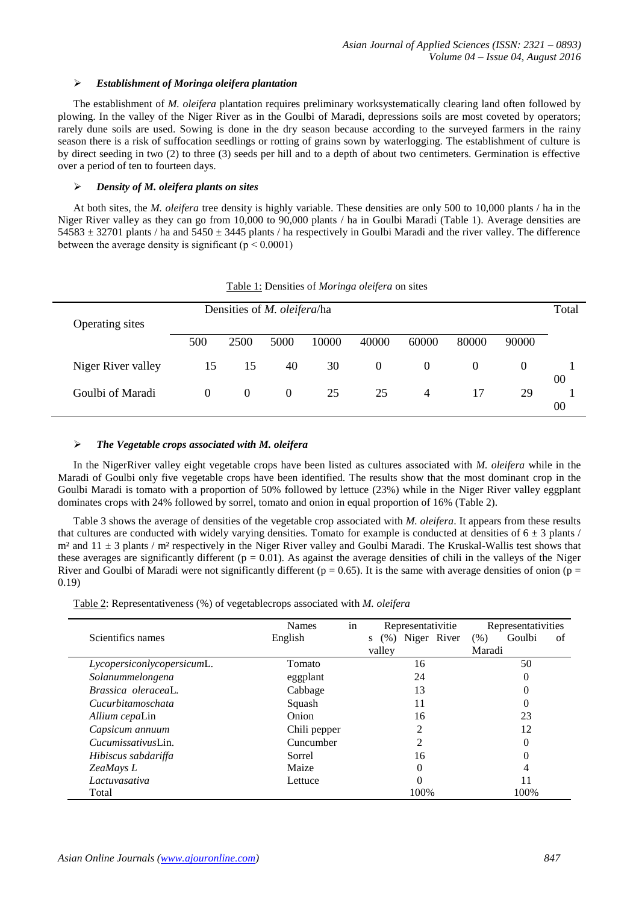- ***Establishment of Moringa oleifera plantation***

The establishment of *M. oleifera* plantation requires preliminary worksystematically clearing land often followed by plowing. In the valley of the Niger River as in the Goulbi of Maradi, depressions soils are most coveted by operators; rarely dune soils are used. Sowing is done in the dry season because according to the surveyed farmers in the rainy season there is a risk of suffocation seedlings or rotting of grains sown by waterlogging. The establishment of culture is by direct seeding in two (2) to three (3) seeds per hill and to a depth of about two centimeters. Germination is effective over a period of ten to fourteen days.

- ***Density of M. oleifera plants on sites***

At both sites, the *M. oleifera* tree density is highly variable. These densities are only 500 to 10,000 plants / ha in the Niger River valley as they can go from 10,000 to 90,000 plants / ha in Goulbi Maradi (Table 1). Average densities are 54583 ± 32701 plants / ha and 5450 ± 3445 plants / ha respectively in Goulbi Maradi and the river valley. The difference between the average density is significant ($p < 0.0001$)

Table 1: Densities of *Moringa oleifera* on sites

| Operating sites | Densities of *M. oleifera*/ha | | | | | | | | Total |
|---|---|---|---|---|---|---|---|---|---|
| | 500 | 2500 | 5000 | 10000 | 40000 | 60000 | 80000 | 90000 | |
| Niger River valley | 15 | 15 | 40 | 30 | 0 | 0 | 0 | 0 | 100 |
| Goulbi of Maradi | 0 | 0 | 0 | 25 | 25 | 4 | 17 | 29 | 100 |

- ***The Vegetable crops associated with M. oleifera***

In the NigerRiver valley eight vegetable crops have been listed as cultures associated with *M. oleifera* while in the Maradi of Goulbi only five vegetable crops have been identified. The results show that the most dominant crop in the Goulbi Maradi is tomato with a proportion of 50% followed by lettuce (23%) while in the Niger River valley eggplant dominates crops with 24% followed by sorrel, tomato and onion in equal proportion of 16% (Table 2).

Table 3 shows the average of densities of the vegetable crop associated with *M. oleifera*. It appears from these results that cultures are conducted with widely varying densities. Tomato for example is conducted at densities of 6 ± 3 plants / m² and 11 ± 3 plants / m² respectively in the Niger River valley and Goulbi Maradi. The Kruskal-Wallis test shows that these averages are significantly different ($p = 0.01$). As against the average densities of chili in the valleys of the Niger River and Goulbi of Maradi were not significantly different ($p = 0.65$). It is the same with average densities of onion ($p = 0.19$)

Table 2: Representativeness (%) of vegetablecrops associated with *M. oleifera*

| Scientifics names | Names in English | Representativities (%) Niger River valley | Representativities (%) Goulbi of Maradi |
|---|---|---|---|
| *Lycopersiconlycopersicum*L. | Tomato | 16 | 50 |
| *Solanummelongena* | eggplant | 24 | 0 |
| *Brassica oleracea*L. | Cabbage | 13 | 0 |
| *Cucurbitamoschata* | Squash | 11 | 0 |
| *Allium cepa*Lin | Onion | 16 | 23 |
| *Capsicum annuum* | Chili pepper | 2 | 12 |
| *Cucumissativus*Lin. | Cuncumber | 2 | 0 |
| *Hibiscus sabdariffa* | Sorrel | 16 | 0 |
| *ZeaMays L* | Maize | 0 | 4 |
| *Lactuvasativa* | Lettuce | 0 | 11 |
| Total | | 100% | 100% |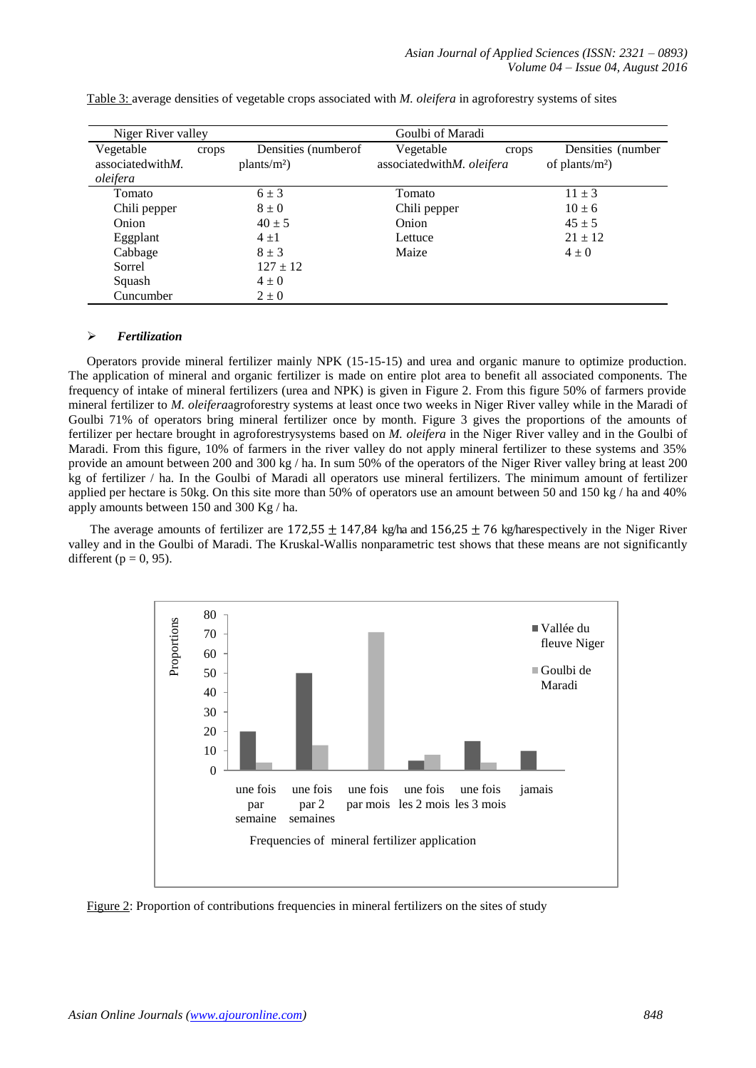Table 3: average densities of vegetable crops associated with *M. oleifera* in agroforestry systems of sites

| Niger River valley | | Goulbi of Maradi | |
|---|---|---|---|
| Vegetable crops associatedwith*M. oleifera* | Densities (numberof plants/m²) | Vegetable crops associatedwith*M. oleifera* | Densities (number of plants/m²) |
| Tomato | 6 ± 3 | Tomato | 11 ± 3 |
| Chili pepper | 8 ± 0 | Chili pepper | 10 ± 6 |
| Onion | 40 ± 5 | Onion | 45 ± 5 |
| Eggplant | 4 ±1 | Lettuce | 21 ± 12 |
| Cabbage | 8 ± 3 | Maize | 4 ± 0 |
| Sorrel | 127 ± 12 | | |
| Squash | 4 ± 0 | | |
| Cuncumber | 2 ± 0 | | |

➢ ***Fertilization***

Operators provide mineral fertilizer mainly NPK (15-15-15) and urea and organic manure to optimize production. The application of mineral and organic fertilizer is made on entire plot area to benefit all associated components. The frequency of intake of mineral fertilizers (urea and NPK) is given in Figure 2. From this figure 50% of farmers provide mineral fertilizer to *M. oleifera*agroforestry systems at least once two weeks in Niger River valley while in the Maradi of Goulbi 71% of operators bring mineral fertilizer once by month. Figure 3 gives the proportions of the amounts of fertilizer per hectare brought in agroforestrysystems based on *M. oleifera* in the Niger River valley and in the Goulbi of Maradi. From this figure, 10% of farmers in the river valley do not apply mineral fertilizer to these systems and 35% provide an amount between 200 and 300 kg / ha. In sum 50% of the operators of the Niger River valley bring at least 200 kg of fertilizer / ha. In the Goulbi of Maradi all operators use mineral fertilizers. The minimum amount of fertilizer applied per hectare is 50kg. On this site more than 50% of operators use an amount between 50 and 150 kg / ha and 40% apply amounts between 150 and 300 Kg / ha.

The average amounts of fertilizer are $172{,}55 \pm 147{,}84$ kg/ha and $156{,}25 \pm 76$ kg/harespectively in the Niger River valley and in the Goulbi of Maradi. The Kruskal-Wallis nonparametric test shows that these means are not significantly different (p = 0, 95).

| Frequencies of mineral fertilizer application | Vallée du fleuve Niger | Goulbi de Maradi |
|---|---|---|
| une fois par semaine | 20 | 4 |
| une fois par 2 semaines | 50 | 13 |
| une fois par mois | 0 | 71 |
| une fois les 2 mois | 5 | 8 |
| une fois les 3 mois | 15 | 4 |
| jamais | 10 | 0 |

Figure 2: Proportion of contributions frequencies in mineral fertilizers on the sites of study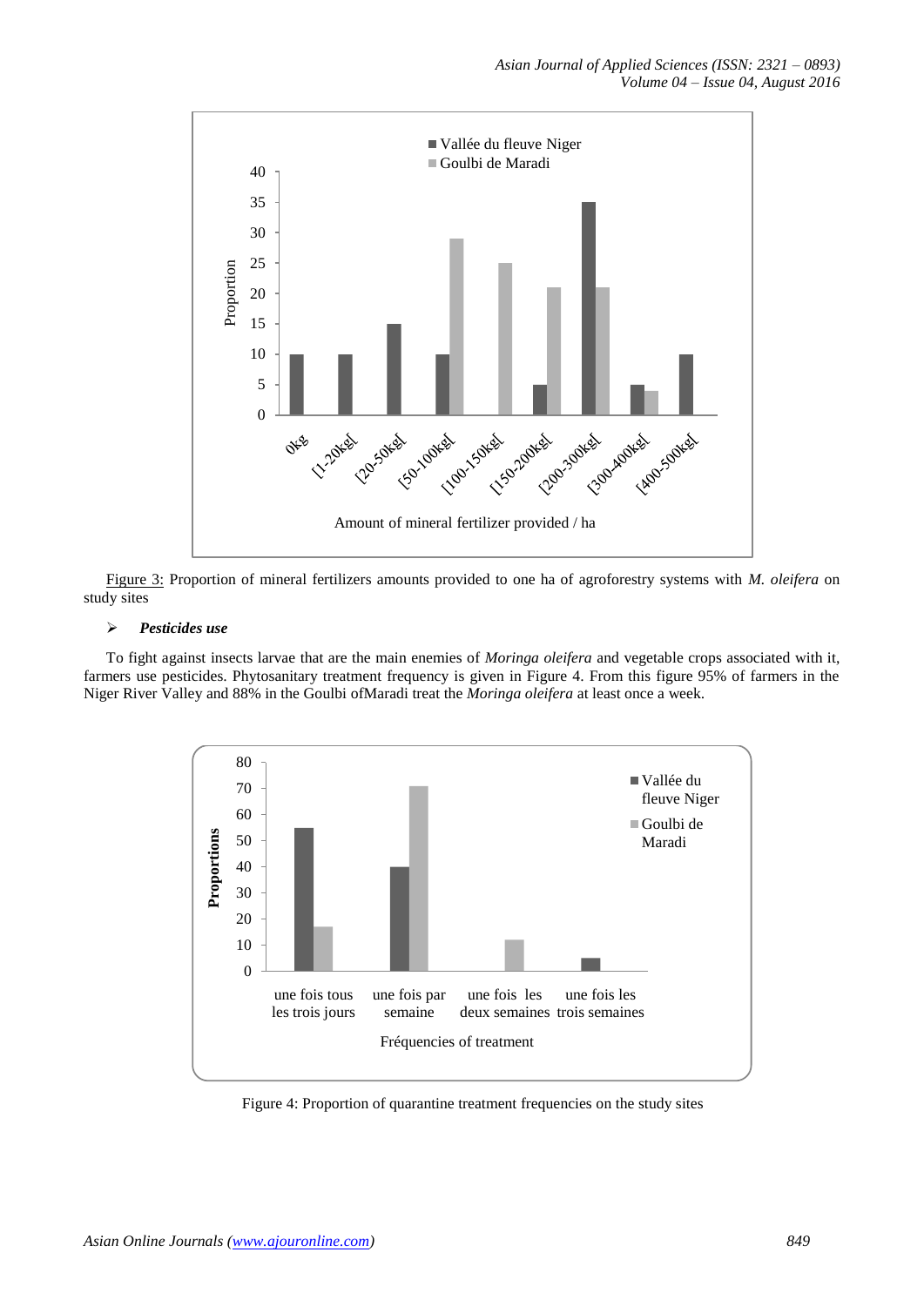Figure 3: Proportion of mineral fertilizers amounts provided to one ha of agroforestry systems with *M. oleifera* on study sites

- ***Pesticides use***

To fight against insects larvae that are the main enemies of *Moringa oleifera* and vegetable crops associated with it, farmers use pesticides. Phytosanitary treatment frequency is given in Figure 4. From this figure 95% of farmers in the Niger River Valley and 88% in the Goulbi ofMaradi treat the *Moringa oleifera* at least once a week.

Figure 4: Proportion of quarantine treatment frequencies on the study sites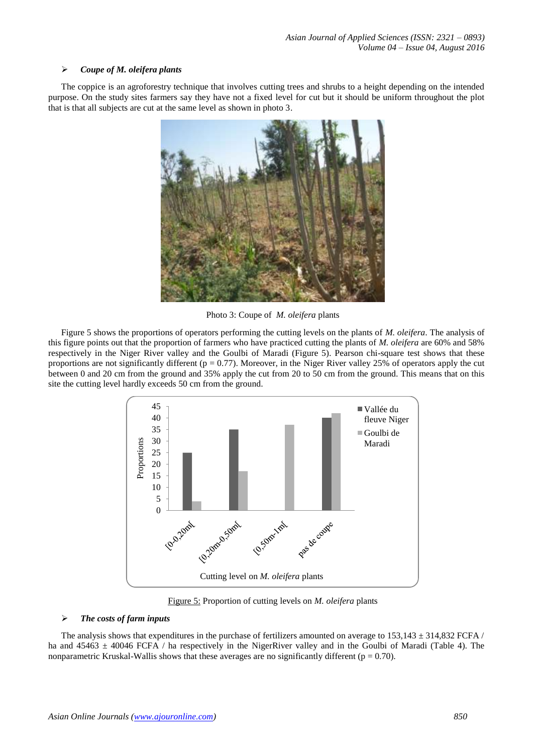- ***Coupe of M. oleifera plants***

The coppice is an agroforestry technique that involves cutting trees and shrubs to a height depending on the intended purpose. On the study sites farmers say they have not a fixed level for cut but it should be uniform throughout the plot that is that all subjects are cut at the same level as shown in photo 3.

Photo 3: Coupe of *M. oleifera* plants

Figure 5 shows the proportions of operators performing the cutting levels on the plants of *M. oleifera*. The analysis of this figure points out that the proportion of farmers who have practiced cutting the plants of *M. oleifera* are 60% and 58% respectively in the Niger River valley and the Goulbi of Maradi (Figure 5). Pearson chi-square test shows that these proportions are not significantly different (p = 0.77). Moreover, in the Niger River valley 25% of operators apply the cut between 0 and 20 cm from the ground and 35% apply the cut from 20 to 50 cm from the ground. This means that on this site the cutting level hardly exceeds 50 cm from the ground.

Figure 5: Proportion of cutting levels on *M. oleifera* plants

- ***The costs of farm inputs***

The analysis shows that expenditures in the purchase of fertilizers amounted on average to 153,143 ± 314,832 FCFA / ha and 45463 ± 40046 FCFA / ha respectively in the NigerRiver valley and in the Goulbi of Maradi (Table 4). The nonparametric Kruskal-Wallis shows that these averages are no significantly different (p = 0.70).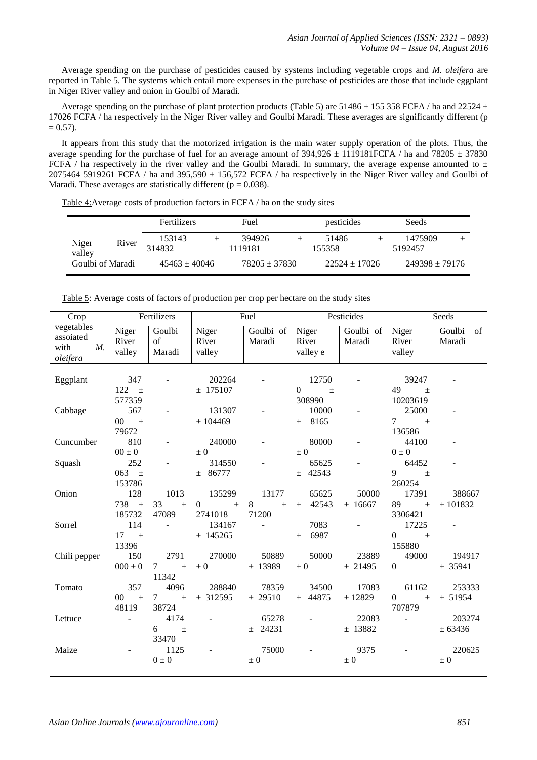Average spending on the purchase of pesticides caused by systems including vegetable crops and *M. oleifera* are reported in Table 5. The systems which entail more expenses in the purchase of pesticides are those that include eggplant in Niger River valley and onion in Goulbi of Maradi.

Average spending on the purchase of plant protection products (Table 5) are 51486 ± 155 358 FCFA / ha and 22524 ± 17026 FCFA / ha respectively in the Niger River valley and Goulbi Maradi. These averages are significantly different ($p = 0.57$).

It appears from this study that the motorized irrigation is the main water supply operation of the plots. Thus, the average spending for the purchase of fuel for an average amount of 394,926 ± 1119181FCFA / ha and 78205 ± 37830 FCFA / ha respectively in the river valley and the Goulbi Maradi. In summary, the average expense amounted to ± 2075464 5919261 FCFA / ha and 395,590 ± 156,572 FCFA / ha respectively in the Niger River valley and Goulbi of Maradi. These averages are statistically different ($p = 0.038$).

Table 4: Average costs of production factors in FCFA / ha on the study sites

| | Fertilizers | Fuel | pesticides | Seeds |
|---|---|---|---|---|
| Niger River valley | 153143 ± 314832 | 394926 ± 1119181 | 51486 ± 155358 | 1475909 ± 5192457 |
| Goulbi of Maradi | 45463 ± 40046 | 78205 ± 37830 | 22524 ± 17026 | 249398 ± 79176 |

Table 5: Average costs of factors of production per crop per hectare on the study sites

| Crop vegetables assoiated with *M. oleifera* | Fertilizers | | Fuel | | Pesticides | | Seeds | |
|---|---|---|---|---|---|---|---|---|
| | Niger River valley | Goulbi of Maradi | Niger River valley | Goulbi of Maradi | Niger River valley e | Goulbi of Maradi | Niger River valley | Goulbi of Maradi |
| Eggplant | 347122 ± 577359 | - | 202264 ± 175107 | - | 127500 ± 308990 | - | 3924749 ± 10203619 | - |
| Cabbage | 56700 ± 79672 | - | 131307 ± 104469 | - | 10000 ± 8165 | - | 250007 ± 136586 | - |
| Cuncumber | 81000 ± 0 | - | 240000 ± 0 | - | 80000 ± 0 | - | 44100 0 ± 0 | - |
| Squash | 252063 ± 153786 | - | 314550 ± 86777 | - | 65625 ± 42543 | - | 644529 ± 260254 | - |
| Onion | 128738 ± 185732 | 101333 ± 47089 | 1352990 ± 2741018 | 131778 ± 71200 | 65625 ± 42543 | 50000 ± 16667 | 1739189 ± 3306421 | 388667 ± 101832 |
| Sorrel | 11417 ± 13396 | - | 134167 ± 145265 | - | 7083 ± 6987 | - | 172250 ± 155880 | - |
| Chili pepper | 150000 ± 0 | 27917 ± 11342 | 270000 ± 0 | 50889 ± 13989 | 50000 ± 0 | 23889 ± 21495 | 490000 | 194917 ± 35941 |
| Tomato | 35700 ± 48119 | 40967 ± 38724 | 288840 ± 312595 | 78359 ± 29510 | 34500 ± 44875 | 17083 ± 12829 | 611620 ± 707879 | 253333 ± 51954 |
| Lettuce | - | 41746 ± 33470 | - | 65278 ± 24231 | - | 22083 ± 13882 | - | 203274 ± 63436 |
| Maize | - | 11250 ± 0 | - | 75000 ± 0 | - | 9375 ± 0 | - | 220625 ± 0 |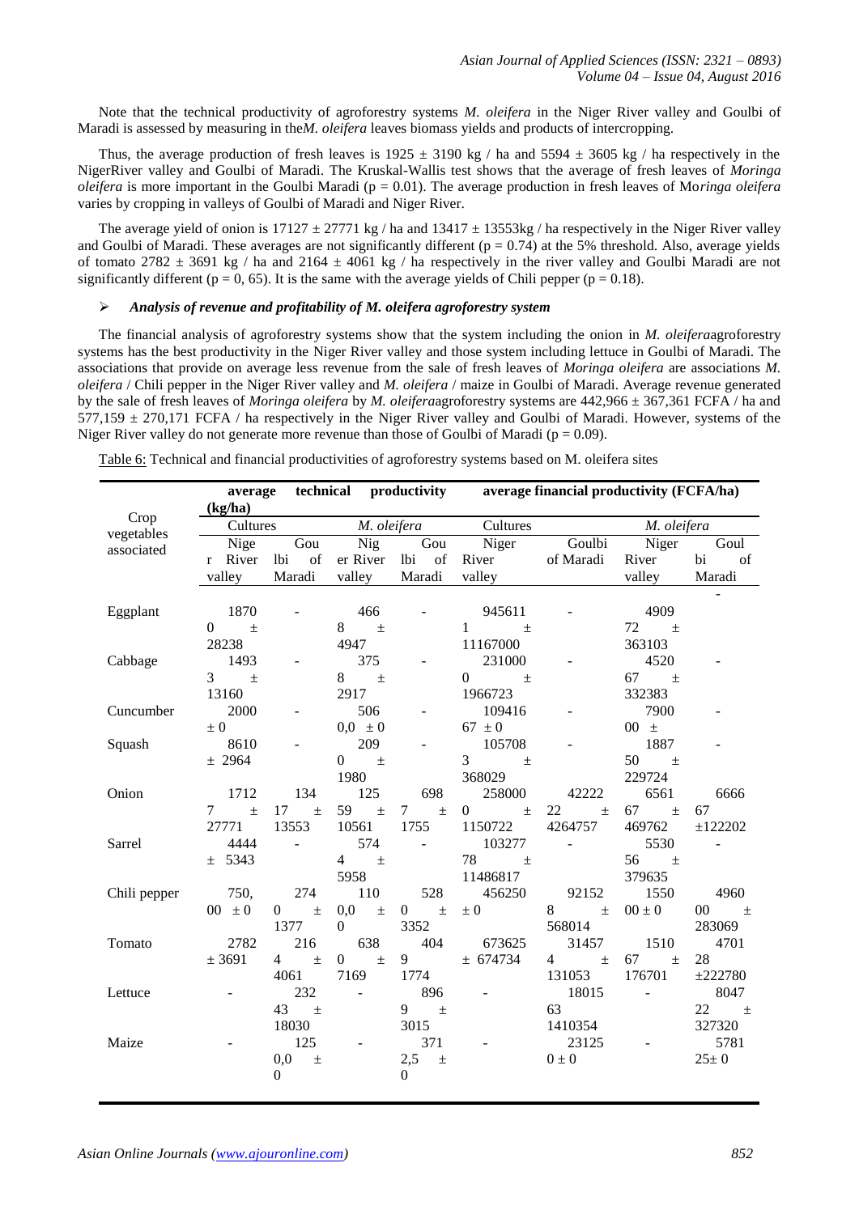Note that the technical productivity of agroforestry systems *M. oleifera* in the Niger River valley and Goulbi of Maradi is assessed by measuring in the*M. oleifera* leaves biomass yields and products of intercropping.

Thus, the average production of fresh leaves is 1925 ± 3190 kg / ha and 5594 ± 3605 kg / ha respectively in the NigerRiver valley and Goulbi of Maradi. The Kruskal-Wallis test shows that the average of fresh leaves of *Moringa oleifera* is more important in the Goulbi Maradi (p = 0.01). The average production in fresh leaves of Mo*ringa oleifera* varies by cropping in valleys of Goulbi of Maradi and Niger River.

The average yield of onion is 17127 ± 27771 kg / ha and 13417 ± 13553kg / ha respectively in the Niger River valley and Goulbi of Maradi. These averages are not significantly different (p = 0.74) at the 5% threshold. Also, average yields of tomato 2782 ± 3691 kg / ha and 2164 ± 4061 kg / ha respectively in the river valley and Goulbi Maradi are not significantly different (p = 0, 65). It is the same with the average yields of Chili pepper (p = 0.18).

### ➢ *Analysis of revenue and profitability of M. oleifera agroforestry system*

The financial analysis of agroforestry systems show that the system including the onion in *M. oleifera*agroforestry systems has the best productivity in the Niger River valley and those system including lettuce in Goulbi of Maradi. The associations that provide on average less revenue from the sale of fresh leaves of *Moringa oleifera* are associations *M. oleifera* / Chili pepper in the Niger River valley and *M. oleifera* / maize in Goulbi of Maradi. Average revenue generated by the sale of fresh leaves of *Moringa oleifera* by *M. oleifera*agroforestry systems are 442,966 ± 367,361 FCFA / ha and 577,159 ± 270,171 FCFA / ha respectively in the Niger River valley and Goulbi of Maradi. However, systems of the Niger River valley do not generate more revenue than those of Goulbi of Maradi (p = 0.09).

Table 6: Technical and financial productivities of agroforestry systems based on M. oleifera sites

| Crop vegetables associated | **average technical productivity (kg/ha)** | | | | **average financial productivity (FCFA/ha)** | | | |
|---|---|---|---|---|---|---|---|---|
| | Cultures | | *M. oleifera* | | Cultures | | *M. oleifera* | |
| | Niger River valley | Goulbi of Maradi | Niger River valley | Goulbi of Maradi | Niger River valley | Goulbi of Maradi | Niger River valley | Goulbi of Maradi |
| Eggplant | 18700 ± 28238 | - | 4668 ± 4947 | - | 9456111 ± 11167000 | - | 490972 ± 363103 | - |
| Cabbage | 14933 ± 13160 | - | 3758 ± 2917 | - | 2310000 ± 1966723 | - | 452067 ± 332383 | - |
| Cuncumber | 2000 ± 0 | - | 5060,0 ± 0 | - | 10941667 ± 0 | - | 790000 ± | - |
| Squash | 8610 ± 2964 | - | 2090 ± 1980 | - | 1057083 ± 368029 | - | 188750 ± 229724 | - |
| Onion | 17127 ± 27771 | 13417 ± 13553 | 12559 ± 10561 | 6987 ± 1755 | 2580000 ± 1150722 | 4222222 ± 4264757 | 656167 ± 469762 | 666667 ±122202 |
| Sarrel | 4444 ± 5343 | - | 5744 ± 5958 | - | 10327778 ± 11486817 | - | 553056 ± 379635 | - |
| Chili pepper | 750,00 ± 0 | 2740 ± 1377 | 1100,0 ± 0 | 5280 ± 3352 | 456250 ± 0 | 921528 ± 568014 | 155000 ± 0 | 496000 ± 283069 |
| Tomato | 2782 ± 3691 | 2164 ± 4061 | 6380 ± 7169 | 4049 ± 1774 | 673625 ± 674734 | 314574 ± 131053 | 151067 ± 176701 | 470128 ±222780 |
| Lettuce | - | 23243 ± 18030 | - | 8969 ± 3015 | - | 1801563 ± 1410354 | - | 804722 ± 327320 |
| Maize | - | 1250,0 ± 0 | - | 3712,5 ± 0 | - | 231250 ± 0 | - | 578125± 0 |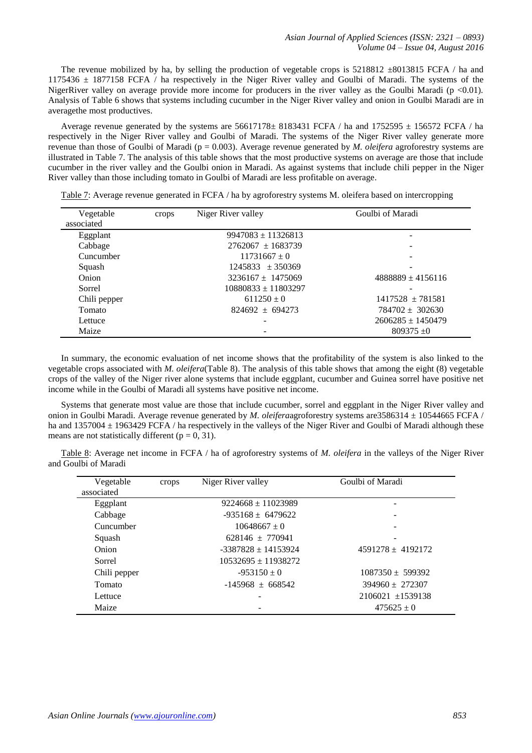The revenue mobilized by ha, by selling the production of vegetable crops is 5218812 ±8013815 FCFA / ha and 1175436 ± 1877158 FCFA / ha respectively in the Niger River valley and Goulbi of Maradi. The systems of the NigerRiver valley on average provide more income for producers in the river valley as the Goulbi Maradi ($p < 0.01$). Analysis of Table 6 shows that systems including cucumber in the Niger River valley and onion in Goulbi Maradi are in averagethe most productives.

Average revenue generated by the systems are 56617178± 8183431 FCFA / ha and 1752595 ± 156572 FCFA / ha respectively in the Niger River valley and Goulbi of Maradi. The systems of the Niger River valley generate more revenue than those of Goulbi of Maradi ($p = 0.003$). Average revenue generated by *M. oleifera* agroforestry systems are illustrated in Table 7. The analysis of this table shows that the most productive systems on average are those that include cucumber in the river valley and the Goulbi onion in Maradi. As against systems that include chili pepper in the Niger River valley than those including tomato in Goulbi of Maradi are less profitable on average.

Table 7: Average revenue generated in FCFA / ha by agroforestry systems M. oleifera based on intercropping

| Vegetable crops associated | Niger River valley | Goulbi of Maradi |
|---|---|---|
| Eggplant | 9947083 ± 11326813 | - |
| Cabbage | 2762067 ± 1683739 | - |
| Cuncumber | 11731667 ± 0 | - |
| Squash | 1245833 ± 350369 | - |
| Onion | 3236167 ± 1475069 | 4888889 ± 4156116 |
| Sorrel | 10880833 ± 11803297 | - |
| Chili pepper | 611250 ± 0 | 1417528 ± 781581 |
| Tomato | 824692 ± 694273 | 784702 ± 302630 |
| Lettuce | - | 2606285 ± 1450479 |
| Maize | - | 809375 ±0 |

In summary, the economic evaluation of net income shows that the profitability of the system is also linked to the vegetable crops associated with *M. oleifera*(Table 8). The analysis of this table shows that among the eight (8) vegetable crops of the valley of the Niger river alone systems that include eggplant, cucumber and Guinea sorrel have positive net income while in the Goulbi of Maradi all systems have positive net income.

Systems that generate most value are those that include cucumber, sorrel and eggplant in the Niger River valley and onion in Goulbi Maradi. Average revenue generated by *M. oleifera*agroforestry systems are3586314 ± 10544665 FCFA / ha and 1357004 ± 1963429 FCFA / ha respectively in the valleys of the Niger River and Goulbi of Maradi although these means are not statistically different ($p = 0, 31$).

Table 8: Average net income in FCFA / ha of agroforestry systems of *M. oleifera* in the valleys of the Niger River and Goulbi of Maradi

| Vegetable crops associated | Niger River valley | Goulbi of Maradi |
|---|---|---|
| Eggplant | 9224668 ± 11023989 | - |
| Cabbage | -935168 ± 6479622 | - |
| Cuncumber | 10648667 ± 0 | - |
| Squash | 628146 ± 770941 | - |
| Onion | -3387828 ± 14153924 | 4591278 ± 4192172 |
| Sorrel | 10532695 ± 11938272 | |
| Chili pepper | -953150 ± 0 | 1087350 ± 599392 |
| Tomato | -145968 ± 668542 | 394960 ± 272307 |
| Lettuce | - | 2106021 ±1539138 |
| Maize | - | 475625 ± 0 |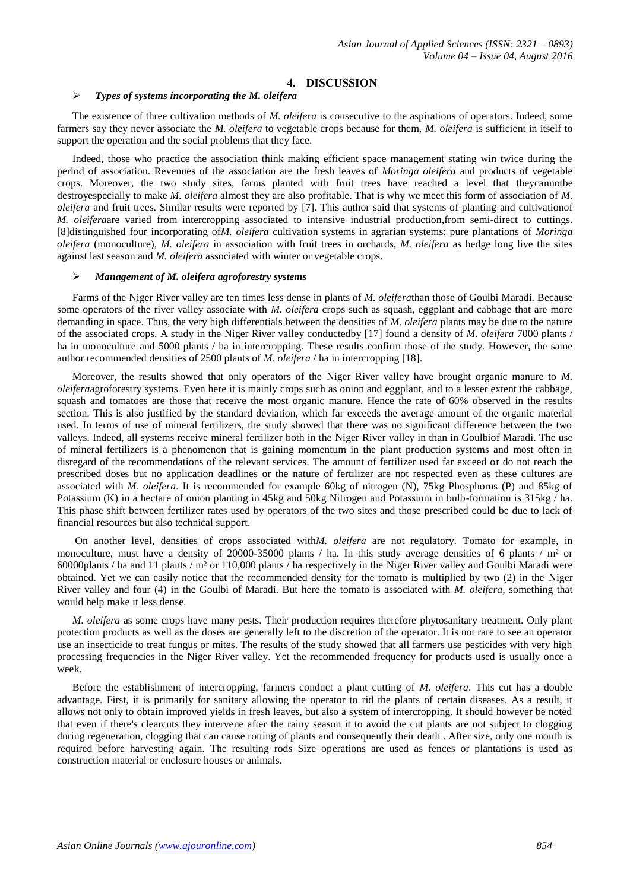## 4. DISCUSSION

- ***Types of systems incorporating the M. oleifera***

The existence of three cultivation methods of *M. oleifera* is consecutive to the aspirations of operators. Indeed, some farmers say they never associate the *M. oleifera* to vegetable crops because for them, *M. oleifera* is sufficient in itself to support the operation and the social problems that they face.

Indeed, those who practice the association think making efficient space management stating win twice during the period of association. Revenues of the association are the fresh leaves of *Moringa oleifera* and products of vegetable crops. Moreover, the two study sites, farms planted with fruit trees have reached a level that theycannotbe destroyespecially to make *M. oleifera* almost they are also profitable. That is why we meet this form of association of *M. oleifera* and fruit trees. Similar results were reported by [7]. This author said that systems of planting and cultivationof *M. oleifera*are varied from intercropping associated to intensive industrial production,from semi-direct to cuttings. [8]distinguished four incorporating of*M. oleifera* cultivation systems in agrarian systems: pure plantations of *Moringa oleifera* (monoculture), *M. oleifera* in association with fruit trees in orchards, *M. oleifera* as hedge long live the sites against last season and *M. oleifera* associated with winter or vegetable crops.

- ***Management of M. oleifera agroforestry systems***

Farms of the Niger River valley are ten times less dense in plants of *M. oleifera*than those of Goulbi Maradi. Because some operators of the river valley associate with *M. oleifera* crops such as squash, eggplant and cabbage that are more demanding in space. Thus, the very high differentials between the densities of *M. oleifera* plants may be due to the nature of the associated crops. A study in the Niger River valley conductedby [17] found a density of *M. oleifera* 7000 plants / ha in monoculture and 5000 plants / ha in intercropping. These results confirm those of the study. However, the same author recommended densities of 2500 plants of *M. oleifera* / ha in intercropping [18].

Moreover, the results showed that only operators of the Niger River valley have brought organic manure to *M. oleifera*agroforestry systems. Even here it is mainly crops such as onion and eggplant, and to a lesser extent the cabbage, squash and tomatoes are those that receive the most organic manure. Hence the rate of 60% observed in the results section. This is also justified by the standard deviation, which far exceeds the average amount of the organic material used. In terms of use of mineral fertilizers, the study showed that there was no significant difference between the two valleys. Indeed, all systems receive mineral fertilizer both in the Niger River valley in than in Goulbiof Maradi. The use of mineral fertilizers is a phenomenon that is gaining momentum in the plant production systems and most often in disregard of the recommendations of the relevant services. The amount of fertilizer used far exceed or do not reach the prescribed doses but no application deadlines or the nature of fertilizer are not respected even as these cultures are associated with *M. oleifera*. It is recommended for example 60kg of nitrogen (N), 75kg Phosphorus (P) and 85kg of Potassium (K) in a hectare of onion planting in 45kg and 50kg Nitrogen and Potassium in bulb-formation is 315kg / ha. This phase shift between fertilizer rates used by operators of the two sites and those prescribed could be due to lack of financial resources but also technical support.

On another level, densities of crops associated with*M. oleifera* are not regulatory. Tomato for example, in monoculture, must have a density of 20000-35000 plants / ha. In this study average densities of 6 plants / m² or 60000plants / ha and 11 plants / m² or 110,000 plants / ha respectively in the Niger River valley and Goulbi Maradi were obtained. Yet we can easily notice that the recommended density for the tomato is multiplied by two (2) in the Niger River valley and four (4) in the Goulbi of Maradi. But here the tomato is associated with *M. oleifera*, something that would help make it less dense.

*M. oleifera* as some crops have many pests. Their production requires therefore phytosanitary treatment. Only plant protection products as well as the doses are generally left to the discretion of the operator. It is not rare to see an operator use an insecticide to treat fungus or mites. The results of the study showed that all farmers use pesticides with very high processing frequencies in the Niger River valley. Yet the recommended frequency for products used is usually once a week.

Before the establishment of intercropping, farmers conduct a plant cutting of *M. oleifera*. This cut has a double advantage. First, it is primarily for sanitary allowing the operator to rid the plants of certain diseases. As a result, it allows not only to obtain improved yields in fresh leaves, but also a system of intercropping. It should however be noted that even if there's clearcuts they intervene after the rainy season it to avoid the cut plants are not subject to clogging during regeneration, clogging that can cause rotting of plants and consequently their death . After size, only one month is required before harvesting again. The resulting rods Size operations are used as fences or plantations is used as construction material or enclosure houses or animals.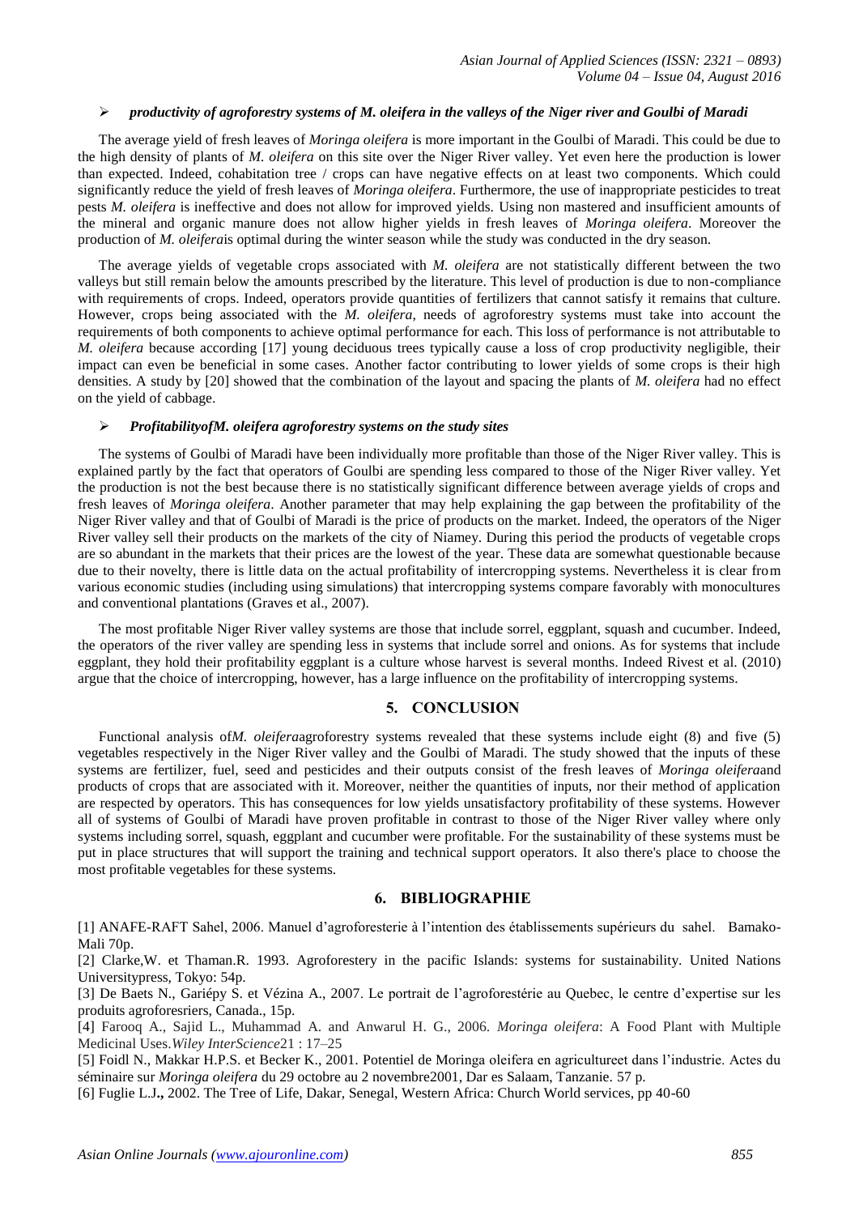- ***productivity of agroforestry systems of M. oleifera in the valleys of the Niger river and Goulbi of Maradi***

The average yield of fresh leaves of *Moringa oleifera* is more important in the Goulbi of Maradi. This could be due to the high density of plants of *M. oleifera* on this site over the Niger River valley. Yet even here the production is lower than expected. Indeed, cohabitation tree / crops can have negative effects on at least two components. Which could significantly reduce the yield of fresh leaves of *Moringa oleifera*. Furthermore, the use of inappropriate pesticides to treat pests *M. oleifera* is ineffective and does not allow for improved yields. Using non mastered and insufficient amounts of the mineral and organic manure does not allow higher yields in fresh leaves of *Moringa oleifera*. Moreover the production of *M. oleifera*is optimal during the winter season while the study was conducted in the dry season.

The average yields of vegetable crops associated with *M. oleifera* are not statistically different between the two valleys but still remain below the amounts prescribed by the literature. This level of production is due to non-compliance with requirements of crops. Indeed, operators provide quantities of fertilizers that cannot satisfy it remains that culture. However, crops being associated with the *M. oleifera*, needs of agroforestry systems must take into account the requirements of both components to achieve optimal performance for each. This loss of performance is not attributable to *M. oleifera* because according [17] young deciduous trees typically cause a loss of crop productivity negligible, their impact can even be beneficial in some cases. Another factor contributing to lower yields of some crops is their high densities. A study by [20] showed that the combination of the layout and spacing the plants of *M. oleifera* had no effect on the yield of cabbage.

- ***ProfitabilityofM. oleifera agroforestry systems on the study sites***

The systems of Goulbi of Maradi have been individually more profitable than those of the Niger River valley. This is explained partly by the fact that operators of Goulbi are spending less compared to those of the Niger River valley. Yet the production is not the best because there is no statistically significant difference between average yields of crops and fresh leaves of *Moringa oleifera*. Another parameter that may help explaining the gap between the profitability of the Niger River valley and that of Goulbi of Maradi is the price of products on the market. Indeed, the operators of the Niger River valley sell their products on the markets of the city of Niamey. During this period the products of vegetable crops are so abundant in the markets that their prices are the lowest of the year. These data are somewhat questionable because due to their novelty, there is little data on the actual profitability of intercropping systems. Nevertheless it is clear from various economic studies (including using simulations) that intercropping systems compare favorably with monocultures and conventional plantations (Graves et al., 2007).

The most profitable Niger River valley systems are those that include sorrel, eggplant, squash and cucumber. Indeed, the operators of the river valley are spending less in systems that include sorrel and onions. As for systems that include eggplant, they hold their profitability eggplant is a culture whose harvest is several months. Indeed Rivest et al. (2010) argue that the choice of intercropping, however, has a large influence on the profitability of intercropping systems.

## 5. CONCLUSION

Functional analysis of*M. oleifera*agroforestry systems revealed that these systems include eight (8) and five (5) vegetables respectively in the Niger River valley and the Goulbi of Maradi. The study showed that the inputs of these systems are fertilizer, fuel, seed and pesticides and their outputs consist of the fresh leaves of *Moringa oleifera*and products of crops that are associated with it. Moreover, neither the quantities of inputs, nor their method of application are respected by operators. This has consequences for low yields unsatisfactory profitability of these systems. However all of systems of Goulbi of Maradi have proven profitable in contrast to those of the Niger River valley where only systems including sorrel, squash, eggplant and cucumber were profitable. For the sustainability of these systems must be put in place structures that will support the training and technical support operators. It also there's place to choose the most profitable vegetables for these systems.

## 6. BIBLIOGRAPHIE

[1] ANAFE-RAFT Sahel, 2006. Manuel d'agroforesterie à l'intention des établissements supérieurs du sahel. Bamako-Mali 70p.

[2] Clarke,W. et Thaman.R. 1993. Agroforestery in the pacific Islands: systems for sustainability. United Nations Universitypress, Tokyo: 54p.

[3] De Baets N., Gariépy S. et Vézina A., 2007. Le portrait de l'agroforestérie au Quebec, le centre d'expertise sur les produits agroforesriers, Canada., 15p.

[4] Farooq A., Sajid L., Muhammad A. and Anwarul H. G., 2006. *Moringa oleifera*: A Food Plant with Multiple Medicinal Uses.*Wiley InterScience*21 : 17–25

[5] Foidl N., Makkar H.P.S. et Becker K., 2001. Potentiel de Moringa oleifera en agricultureet dans l'industrie. Actes du séminaire sur *Moringa oleifera* du 29 octobre au 2 novembre2001, Dar es Salaam, Tanzanie. 57 p.

[6] Fuglie L.J**.,** 2002. The Tree of Life, Dakar, Senegal, Western Africa: Church World services, pp 40-60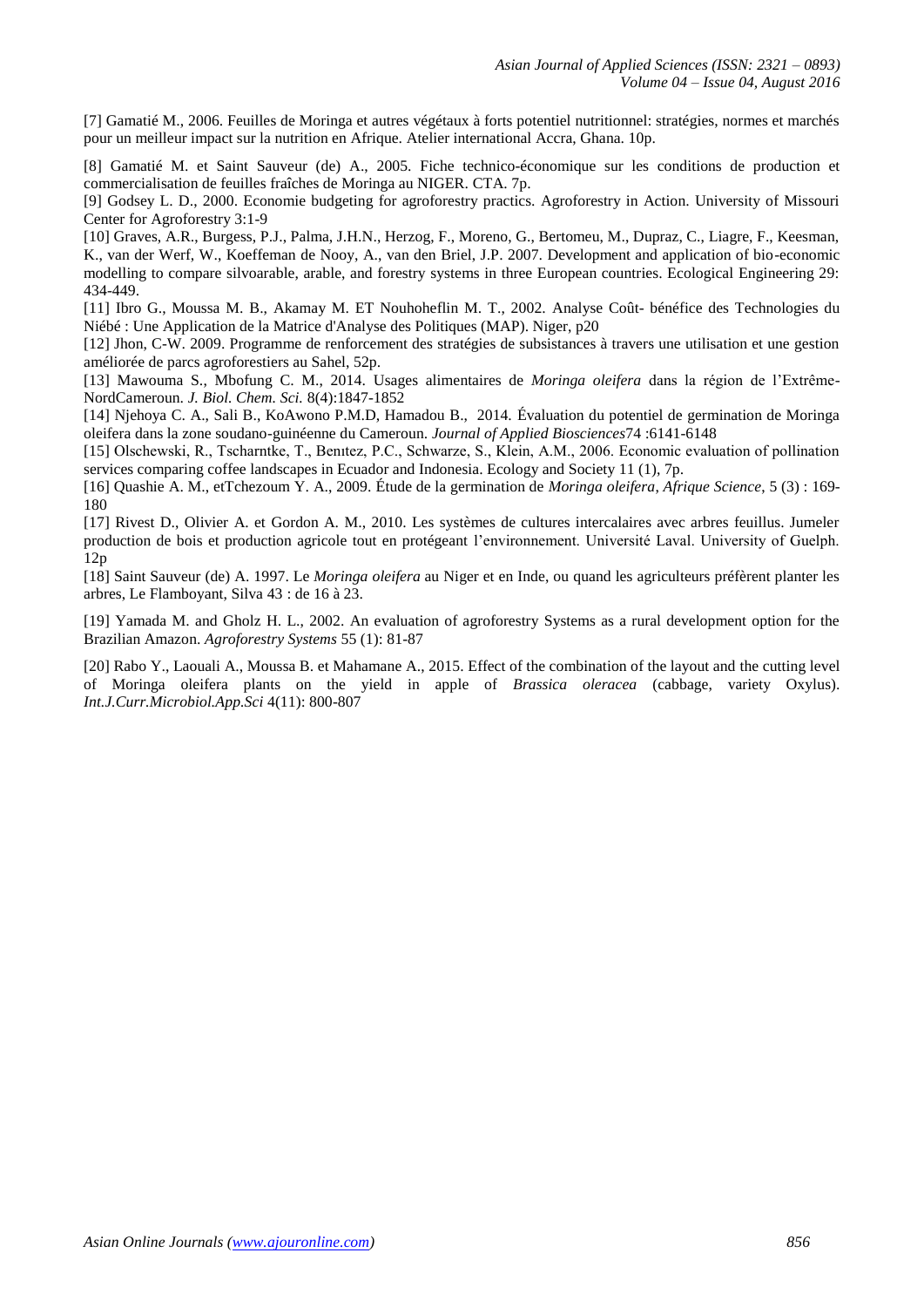[7] Gamatié M., 2006. Feuilles de Moringa et autres végétaux à forts potentiel nutritionnel: stratégies, normes et marchés pour un meilleur impact sur la nutrition en Afrique. Atelier international Accra, Ghana. 10p.

[8] Gamatié M. et Saint Sauveur (de) A., 2005. Fiche technico-économique sur les conditions de production et commercialisation de feuilles fraîches de Moringa au NIGER. CTA. 7p.

[9] Godsey L. D., 2000. Economie budgeting for agroforestry practics. Agroforestry in Action. University of Missouri Center for Agroforestry 3:1-9

[10] Graves, A.R., Burgess, P.J., Palma, J.H.N., Herzog, F., Moreno, G., Bertomeu, M., Dupraz, C., Liagre, F., Keesman, K., van der Werf, W., Koeffeman de Nooy, A., van den Briel, J.P. 2007. Development and application of bio-economic modelling to compare silvoarable, arable, and forestry systems in three European countries. Ecological Engineering 29: 434-449.

[11] Ibro G., Moussa M. B., Akamay M. ET Nouhoheflin M. T., 2002. Analyse Coût- bénéfice des Technologies du Niébé : Une Application de la Matrice d'Analyse des Politiques (MAP). Niger, p20

[12] Jhon, C-W. 2009. Programme de renforcement des stratégies de subsistances à travers une utilisation et une gestion améliorée de parcs agroforestiers au Sahel, 52p.

[13] Mawouma S., Mbofung C. M., 2014. Usages alimentaires de *Moringa oleifera* dans la région de l'Extrême-NordCameroun. *J. Biol. Chem. Sci.* 8(4):1847-1852

[14] Njehoya C. A., Sali B., KoAwono P.M.D, Hamadou B., 2014. Évaluation du potentiel de germination de Moringa oleifera dans la zone soudano-guinéenne du Cameroun. *Journal of Applied Biosciences*74 :6141-6148

[15] Olschewski, R., Tscharntke, T., Benıtez, P.C., Schwarze, S., Klein, A.M., 2006. Economic evaluation of pollination services comparing coffee landscapes in Ecuador and Indonesia. Ecology and Society 11 (1), 7p.

[16] Quashie A. M., etTchezoum Y. A., 2009. Étude de la germination de *Moringa oleifera*, *Afrique Science*, 5 (3) : 169-180

[17] Rivest D., Olivier A. et Gordon A. M., 2010. Les systèmes de cultures intercalaires avec arbres feuillus. Jumeler production de bois et production agricole tout en protégeant l'environnement. Université Laval. University of Guelph. 12p

[18] Saint Sauveur (de) A. 1997. Le *Moringa oleifera* au Niger et en Inde, ou quand les agriculteurs préfèrent planter les arbres, Le Flamboyant, Silva 43 : de 16 à 23.

[19] Yamada M. and Gholz H. L., 2002. An evaluation of agroforestry Systems as a rural development option for the Brazilian Amazon. *Agroforestry Systems* 55 (1): 81-87

[20] Rabo Y., Laouali A., Moussa B. et Mahamane A., 2015. Effect of the combination of the layout and the cutting level of Moringa oleifera plants on the yield in apple of *Brassica oleracea* (cabbage, variety Oxylus). *Int.J.Curr.Microbiol.App.Sci* 4(11): 800-807